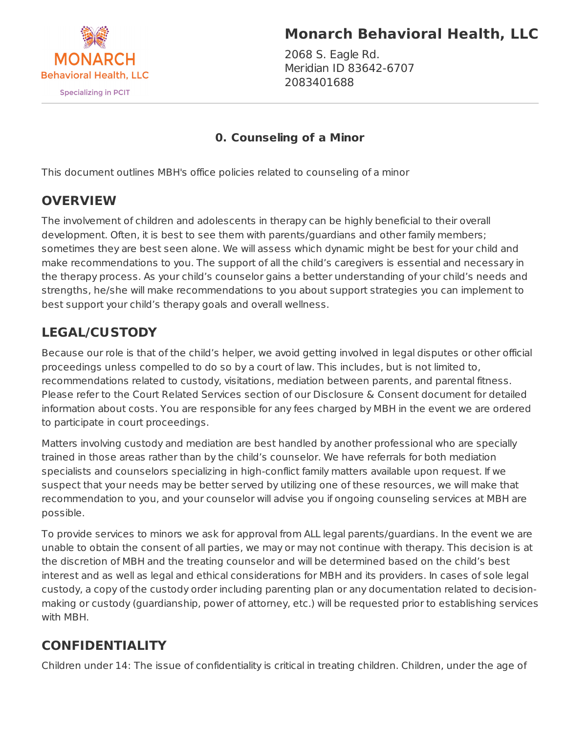# Monarch Behavioral Health, LLC

2068 S. Eagle Rd.
Meridian ID 83642-6707
2083401688

### 0. Counseling of a Minor

This document outlines MBH's office policies related to counseling of a minor

## OVERVIEW

The involvement of children and adolescents in therapy can be highly beneficial to their overall development. Often, it is best to see them with parents/guardians and other family members; sometimes they are best seen alone. We will assess which dynamic might be best for your child and make recommendations to you. The support of all the child's caregivers is essential and necessary in the therapy process. As your child's counselor gains a better understanding of your child's needs and strengths, he/she will make recommendations to you about support strategies you can implement to best support your child's therapy goals and overall wellness.

## LEGAL/CUSTODY

Because our role is that of the child's helper, we avoid getting involved in legal disputes or other official proceedings unless compelled to do so by a court of law. This includes, but is not limited to, recommendations related to custody, visitations, mediation between parents, and parental fitness. Please refer to the Court Related Services section of our Disclosure & Consent document for detailed information about costs. You are responsible for any fees charged by MBH in the event we are ordered to participate in court proceedings.

Matters involving custody and mediation are best handled by another professional who are specially trained in those areas rather than by the child's counselor. We have referrals for both mediation specialists and counselors specializing in high-conflict family matters available upon request. If we suspect that your needs may be better served by utilizing one of these resources, we will make that recommendation to you, and your counselor will advise you if ongoing counseling services at MBH are possible.

To provide services to minors we ask for approval from ALL legal parents/guardians. In the event we are unable to obtain the consent of all parties, we may or may not continue with therapy. This decision is at the discretion of MBH and the treating counselor and will be determined based on the child's best interest and as well as legal and ethical considerations for MBH and its providers. In cases of sole legal custody, a copy of the custody order including parenting plan or any documentation related to decision-making or custody (guardianship, power of attorney, etc.) will be requested prior to establishing services with MBH.

## CONFIDENTIALITY

Children under 14: The issue of confidentiality is critical in treating children. Children, under the age of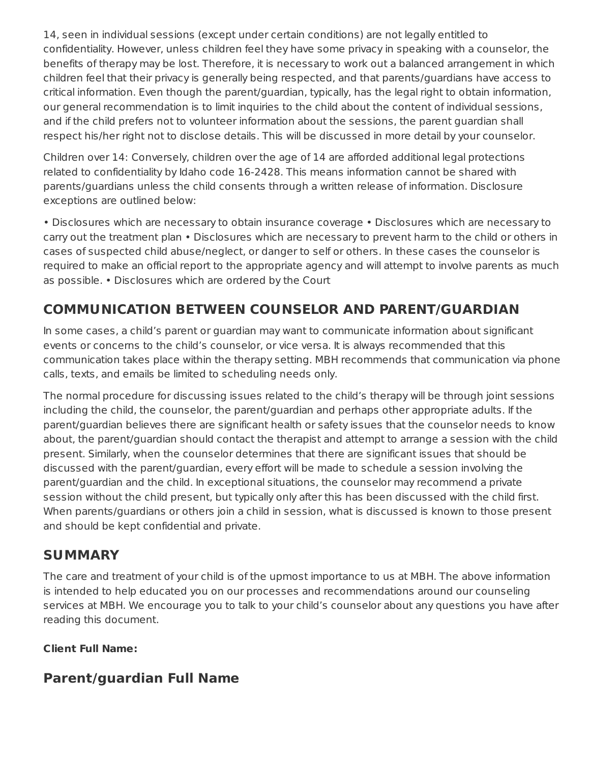14, seen in individual sessions (except under certain conditions) are not legally entitled to confidentiality. However, unless children feel they have some privacy in speaking with a counselor, the benefits of therapy may be lost. Therefore, it is necessary to work out a balanced arrangement in which children feel that their privacy is generally being respected, and that parents/guardians have access to critical information. Even though the parent/guardian, typically, has the legal right to obtain information, our general recommendation is to limit inquiries to the child about the content of individual sessions, and if the child prefers not to volunteer information about the sessions, the parent guardian shall respect his/her right not to disclose details. This will be discussed in more detail by your counselor.

Children over 14: Conversely, children over the age of 14 are afforded additional legal protections related to confidentiality by Idaho code 16-2428. This means information cannot be shared with parents/guardians unless the child consents through a written release of information. Disclosure exceptions are outlined below:

• Disclosures which are necessary to obtain insurance coverage • Disclosures which are necessary to carry out the treatment plan • Disclosures which are necessary to prevent harm to the child or others in cases of suspected child abuse/neglect, or danger to self or others. In these cases the counselor is required to make an official report to the appropriate agency and will attempt to involve parents as much as possible. • Disclosures which are ordered by the Court

## COMMUNICATION BETWEEN COUNSELOR AND PARENT/GUARDIAN

In some cases, a child's parent or guardian may want to communicate information about significant events or concerns to the child's counselor, or vice versa. It is always recommended that this communication takes place within the therapy setting. MBH recommends that communication via phone calls, texts, and emails be limited to scheduling needs only.

The normal procedure for discussing issues related to the child's therapy will be through joint sessions including the child, the counselor, the parent/guardian and perhaps other appropriate adults. If the parent/guardian believes there are significant health or safety issues that the counselor needs to know about, the parent/guardian should contact the therapist and attempt to arrange a session with the child present. Similarly, when the counselor determines that there are significant issues that should be discussed with the parent/guardian, every effort will be made to schedule a session involving the parent/guardian and the child. In exceptional situations, the counselor may recommend a private session without the child present, but typically only after this has been discussed with the child first. When parents/guardians or others join a child in session, what is discussed is known to those present and should be kept confidential and private.

## SUMMARY

The care and treatment of your child is of the upmost importance to us at MBH. The above information is intended to help educated you on our processes and recommendations around our counseling services at MBH. We encourage you to talk to your child's counselor about any questions you have after reading this document.

**Client Full Name:**

## Parent/guardian Full Name